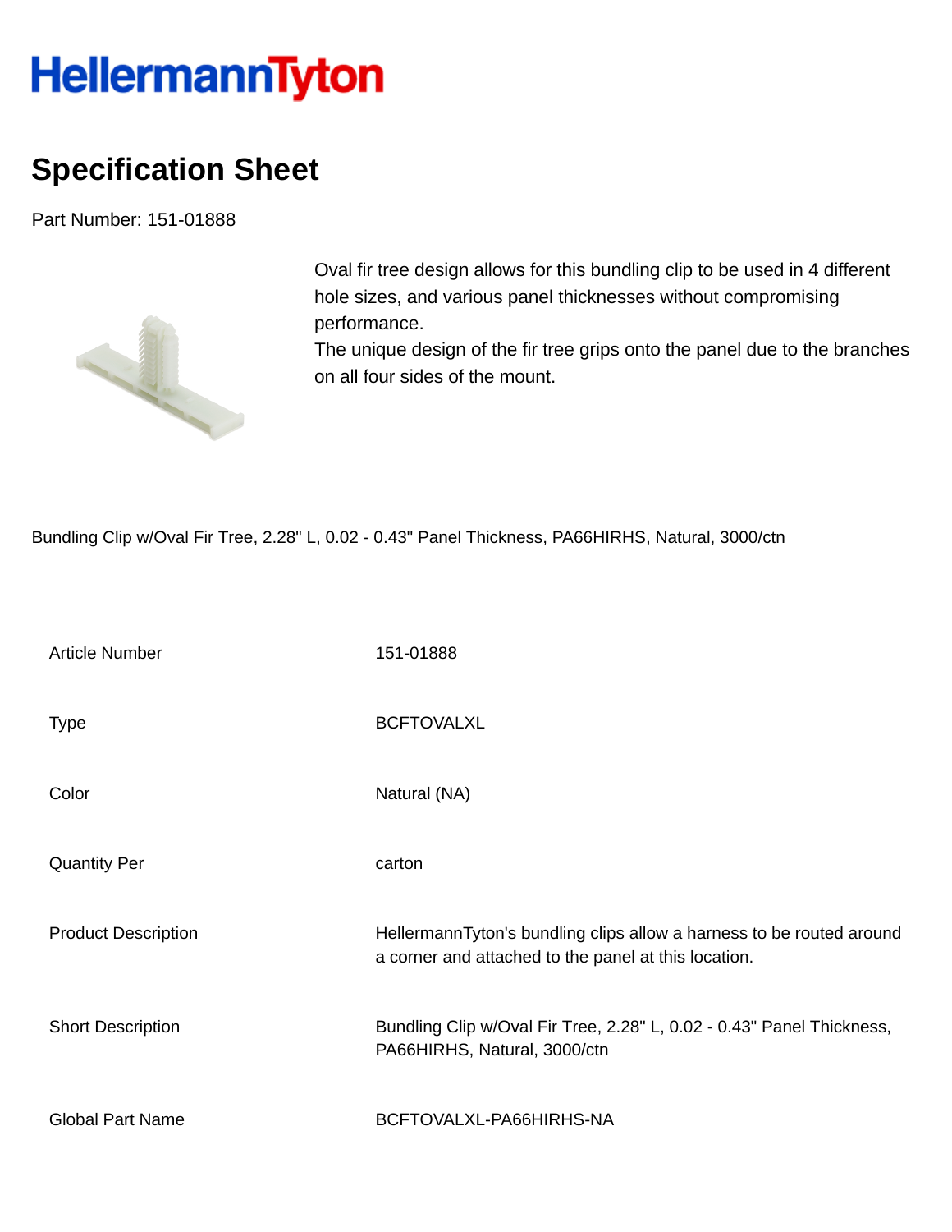HellermannTyton

# Specification Sheet

Part Number: 151-01888

Oval fir tree design allows for this bundling clip to be used in 4 different hole sizes, and various panel thicknesses without compromising performance.
The unique design of the fir tree grips onto the panel due to the branches on all four sides of the mount.

Bundling Clip w/Oval Fir Tree, 2.28" L, 0.02 - 0.43" Panel Thickness, PA66HIRHS, Natural, 3000/ctn

| | |
|---|---|
| Article Number | 151-01888 |
| Type | BCFTOVALXL |
| Color | Natural (NA) |
| Quantity Per | carton |
| Product Description | HellermannTyton's bundling clips allow a harness to be routed around a corner and attached to the panel at this location. |
| Short Description | Bundling Clip w/Oval Fir Tree, 2.28" L, 0.02 - 0.43" Panel Thickness, PA66HIRHS, Natural, 3000/ctn |
| Global Part Name | BCFTOVALXL-PA66HIRHS-NA |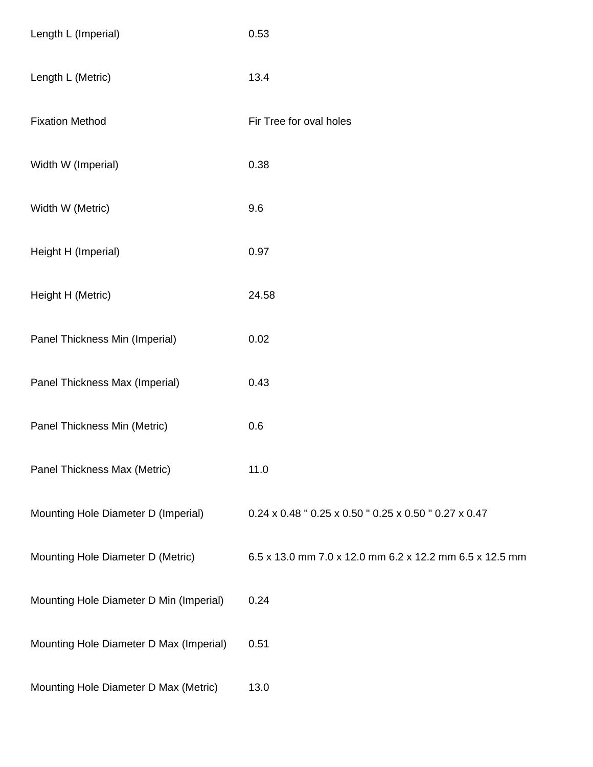| | |
|---|---|
| Length L (Imperial) | 0.53 |
| Length L (Metric) | 13.4 |
| Fixation Method | Fir Tree for oval holes |
| Width W (Imperial) | 0.38 |
| Width W (Metric) | 9.6 |
| Height H (Imperial) | 0.97 |
| Height H (Metric) | 24.58 |
| Panel Thickness Min (Imperial) | 0.02 |
| Panel Thickness Max (Imperial) | 0.43 |
| Panel Thickness Min (Metric) | 0.6 |
| Panel Thickness Max (Metric) | 11.0 |
| Mounting Hole Diameter D (Imperial) | 0.24 x 0.48 " 0.25 x 0.50 " 0.25 x 0.50 " 0.27 x 0.47 |
| Mounting Hole Diameter D (Metric) | 6.5 x 13.0 mm 7.0 x 12.0 mm 6.2 x 12.2 mm 6.5 x 12.5 mm |
| Mounting Hole Diameter D Min (Imperial) | 0.24 |
| Mounting Hole Diameter D Max (Imperial) | 0.51 |
| Mounting Hole Diameter D Max (Metric) | 13.0 |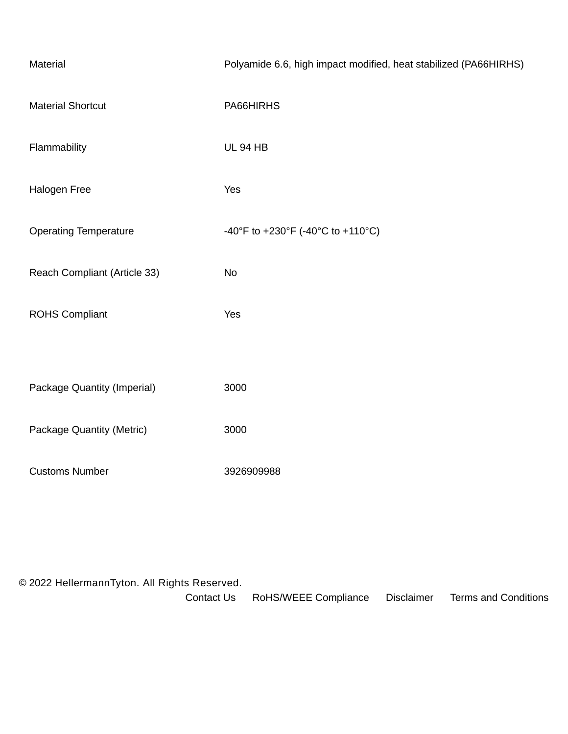| | |
|---|---|
| Material | Polyamide 6.6, high impact modified, heat stabilized (PA66HIRHS) |
| Material Shortcut | PA66HIRHS |
| Flammability | UL 94 HB |
| Halogen Free | Yes |
| Operating Temperature | -40°F to +230°F (-40°C to +110°C) |
| Reach Compliant (Article 33) | No |
| ROHS Compliant | Yes |

| | |
|---|---|
| Package Quantity (Imperial) | 3000 |
| Package Quantity (Metric) | 3000 |
| Customs Number | 3926909988 |

© 2022 HellermannTyton. All Rights Reserved.

Contact Us RoHS/WEEE Compliance Disclaimer Terms and Conditions